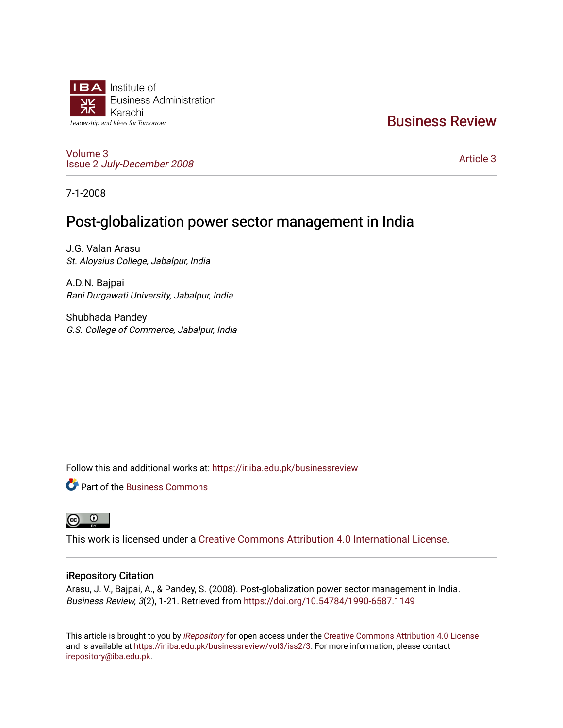Institute of Business Administration Karachi

Leadership and Ideas for Tomorrow

# Business Review

Volume 3
Issue 2 *July-December 2008*

Article 3

7-1-2008

## Post-globalization power sector management in India

J.G. Valan Arasu
*St. Aloysius College, Jabalpur, India*

A.D.N. Bajpai
*Rani Durgawati University, Jabalpur, India*

Shubhada Pandey
*G.S. College of Commerce, Jabalpur, India*

Follow this and additional works at: https://ir.iba.edu.pk/businessreview

Part of the Business Commons

This work is licensed under a Creative Commons Attribution 4.0 International License.

### iRepository Citation

Arasu, J. V., Bajpai, A., & Pandey, S. (2008). Post-globalization power sector management in India. *Business Review, 3*(2), 1-21. Retrieved from https://doi.org/10.54784/1990-6587.1149

This article is brought to you by *iRepository* for open access under the Creative Commons Attribution 4.0 License and is available at https://ir.iba.edu.pk/businessreview/vol3/iss2/3. For more information, please contact irepository@iba.edu.pk.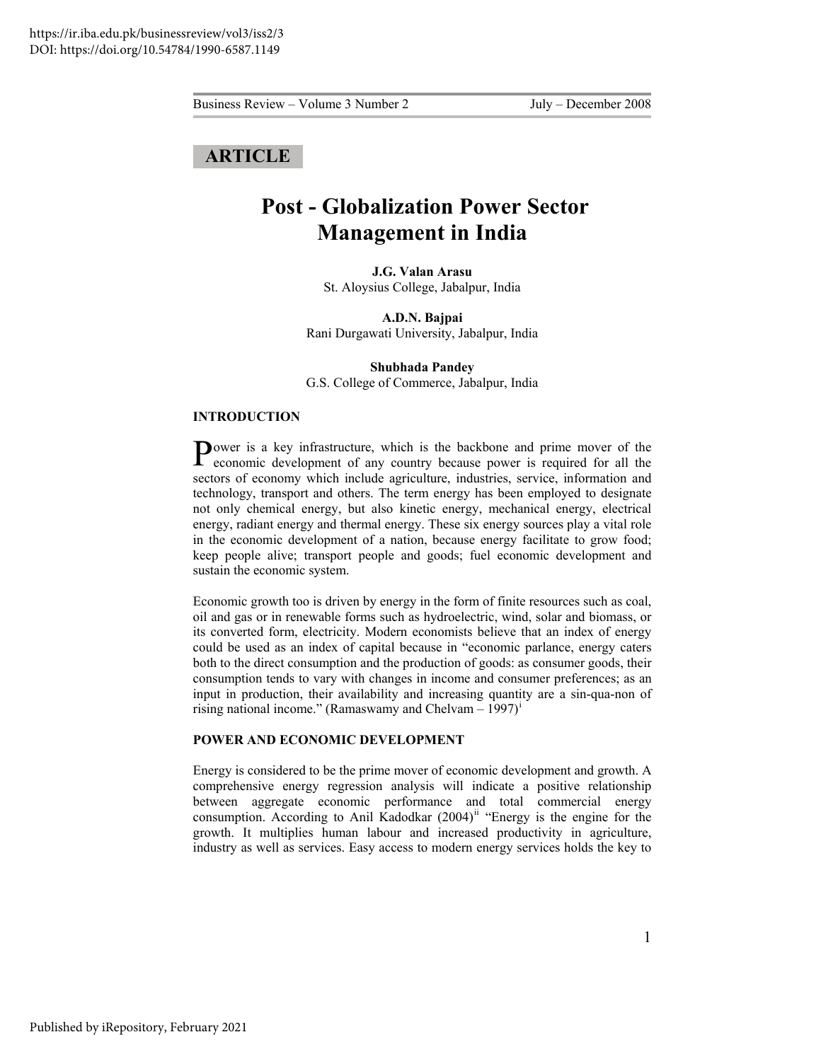https://ir.iba.edu.pk/businessreview/vol3/iss2/3
DOI: https://doi.org/10.54784/1990-6587.1149

**ARTICLE**

# Post - Globalization Power Sector Management in India

**J.G. Valan Arasu**
St. Aloysius College, Jabalpur, India

**A.D.N. Bajpai**
Rani Durgawati University, Jabalpur, India

**Shubhada Pandey**
G.S. College of Commerce, Jabalpur, India

## INTRODUCTION

Power is a key infrastructure, which is the backbone and prime mover of the economic development of any country because power is required for all the sectors of economy which include agriculture, industries, service, information and technology, transport and others. The term energy has been employed to designate not only chemical energy, but also kinetic energy, mechanical energy, electrical energy, radiant energy and thermal energy. These six energy sources play a vital role in the economic development of a nation, because energy facilitate to grow food; keep people alive; transport people and goods; fuel economic development and sustain the economic system.

Economic growth too is driven by energy in the form of finite resources such as coal, oil and gas or in renewable forms such as hydroelectric, wind, solar and biomass, or its converted form, electricity. Modern economists believe that an index of energy could be used as an index of capital because in "economic parlance, energy caters both to the direct consumption and the production of goods: as consumer goods, their consumption tends to vary with changes in income and consumer preferences; as an input in production, their availability and increasing quantity are a sin-qua-non of rising national income." (Ramaswamy and Chelvam – 1997)[i]

## POWER AND ECONOMIC DEVELOPMENT

Energy is considered to be the prime mover of economic development and growth. A comprehensive energy regression analysis will indicate a positive relationship between aggregate economic performance and total commercial energy consumption. According to Anil Kadodkar (2004)[ii] "Energy is the engine for the growth. It multiplies human labour and increased productivity in agriculture, industry as well as services. Easy access to modern energy services holds the key to

Published by iRepository, February 2021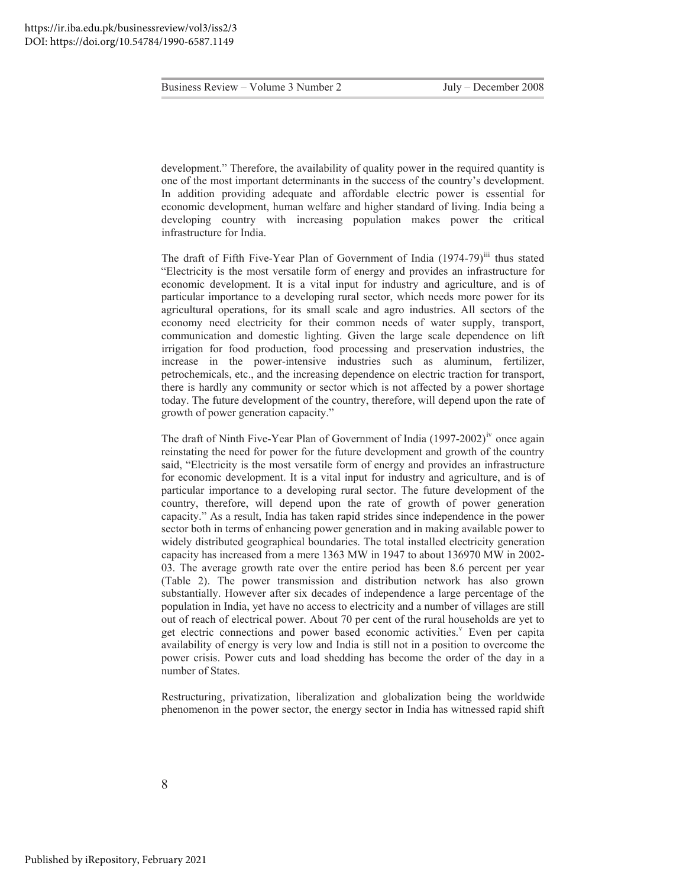development." Therefore, the availability of quality power in the required quantity is one of the most important determinants in the success of the country's development. In addition providing adequate and affordable electric power is essential for economic development, human welfare and higher standard of living. India being a developing country with increasing population makes power the critical infrastructure for India.

The draft of Fifth Five-Year Plan of Government of India (1974-79)[iii] thus stated "Electricity is the most versatile form of energy and provides an infrastructure for economic development. It is a vital input for industry and agriculture, and is of particular importance to a developing rural sector, which needs more power for its agricultural operations, for its small scale and agro industries. All sectors of the economy need electricity for their common needs of water supply, transport, communication and domestic lighting. Given the large scale dependence on lift irrigation for food production, food processing and preservation industries, the increase in the power-intensive industries such as aluminum, fertilizer, petrochemicals, etc., and the increasing dependence on electric traction for transport, there is hardly any community or sector which is not affected by a power shortage today. The future development of the country, therefore, will depend upon the rate of growth of power generation capacity."

The draft of Ninth Five-Year Plan of Government of India (1997-2002)[iv] once again reinstating the need for power for the future development and growth of the country said, "Electricity is the most versatile form of energy and provides an infrastructure for economic development. It is a vital input for industry and agriculture, and is of particular importance to a developing rural sector. The future development of the country, therefore, will depend upon the rate of growth of power generation capacity." As a result, India has taken rapid strides since independence in the power sector both in terms of enhancing power generation and in making available power to widely distributed geographical boundaries. The total installed electricity generation capacity has increased from a mere 1363 MW in 1947 to about 136970 MW in 2002-03. The average growth rate over the entire period has been 8.6 percent per year (Table 2). The power transmission and distribution network has also grown substantially. However after six decades of independence a large percentage of the population in India, yet have no access to electricity and a number of villages are still out of reach of electrical power. About 70 per cent of the rural households are yet to get electric connections and power based economic activities.[v] Even per capita availability of energy is very low and India is still not in a position to overcome the power crisis. Power cuts and load shedding has become the order of the day in a number of States.

Restructuring, privatization, liberalization and globalization being the worldwide phenomenon in the power sector, the energy sector in India has witnessed rapid shift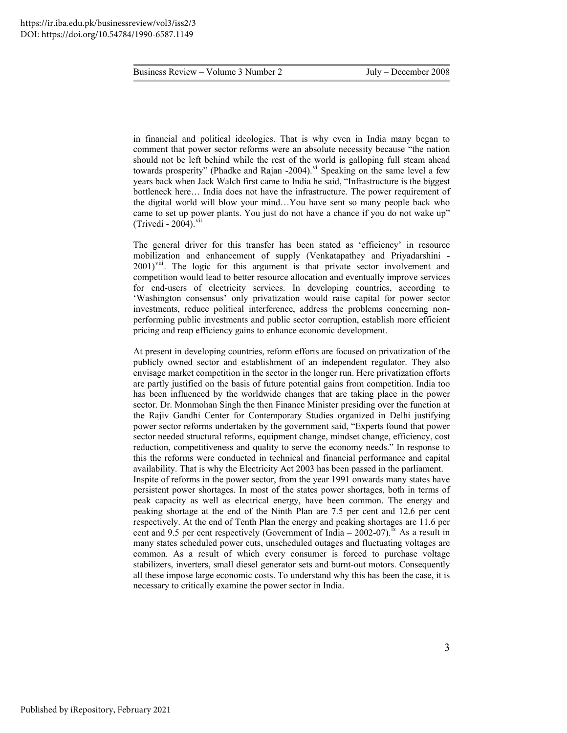in financial and political ideologies. That is why even in India many began to comment that power sector reforms were an absolute necessity because "the nation should not be left behind while the rest of the world is galloping full steam ahead towards prosperity" (Phadke and Rajan -2004).[vi] Speaking on the same level a few years back when Jack Walch first came to India he said, "Infrastructure is the biggest bottleneck here… India does not have the infrastructure. The power requirement of the digital world will blow your mind…You have sent so many people back who came to set up power plants. You just do not have a chance if you do not wake up" (Trivedi - 2004).[vii]

The general driver for this transfer has been stated as 'efficiency' in resource mobilization and enhancement of supply (Venkatapathey and Priyadarshini - 2001)[viii]. The logic for this argument is that private sector involvement and competition would lead to better resource allocation and eventually improve services for end-users of electricity services. In developing countries, according to 'Washington consensus' only privatization would raise capital for power sector investments, reduce political interference, address the problems concerning non-performing public investments and public sector corruption, establish more efficient pricing and reap efficiency gains to enhance economic development.

At present in developing countries, reform efforts are focused on privatization of the publicly owned sector and establishment of an independent regulator. They also envisage market competition in the sector in the longer run. Here privatization efforts are partly justified on the basis of future potential gains from competition. India too has been influenced by the worldwide changes that are taking place in the power sector. Dr. Monmohan Singh the then Finance Minister presiding over the function at the Rajiv Gandhi Center for Contemporary Studies organized in Delhi justifying power sector reforms undertaken by the government said, "Experts found that power sector needed structural reforms, equipment change, mindset change, efficiency, cost reduction, competitiveness and quality to serve the economy needs." In response to this the reforms were conducted in technical and financial performance and capital availability. That is why the Electricity Act 2003 has been passed in the parliament.
Inspite of reforms in the power sector, from the year 1991 onwards many states have persistent power shortages. In most of the states power shortages, both in terms of peak capacity as well as electrical energy, have been common. The energy and peaking shortage at the end of the Ninth Plan are 7.5 per cent and 12.6 per cent respectively. At the end of Tenth Plan the energy and peaking shortages are 11.6 per cent and 9.5 per cent respectively (Government of India – 2002-07).[ix] As a result in many states scheduled power cuts, unscheduled outages and fluctuating voltages are common. As a result of which every consumer is forced to purchase voltage stabilizers, inverters, small diesel generator sets and burnt-out motors. Consequently all these impose large economic costs. To understand why this has been the case, it is necessary to critically examine the power sector in India.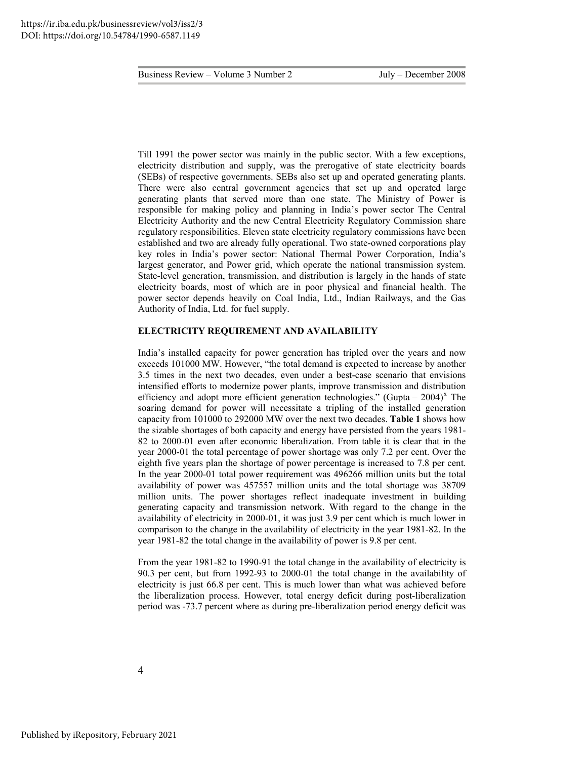Till 1991 the power sector was mainly in the public sector. With a few exceptions, electricity distribution and supply, was the prerogative of state electricity boards (SEBs) of respective governments. SEBs also set up and operated generating plants. There were also central government agencies that set up and operated large generating plants that served more than one state. The Ministry of Power is responsible for making policy and planning in India's power sector The Central Electricity Authority and the new Central Electricity Regulatory Commission share regulatory responsibilities. Eleven state electricity regulatory commissions have been established and two are already fully operational. Two state-owned corporations play key roles in India's power sector: National Thermal Power Corporation, India's largest generator, and Power grid, which operate the national transmission system. State-level generation, transmission, and distribution is largely in the hands of state electricity boards, most of which are in poor physical and financial health. The power sector depends heavily on Coal India, Ltd., Indian Railways, and the Gas Authority of India, Ltd. for fuel supply.

## ELECTRICITY REQUIREMENT AND AVAILABILITY

India's installed capacity for power generation has tripled over the years and now exceeds 101000 MW. However, "the total demand is expected to increase by another 3.5 times in the next two decades, even under a best-case scenario that envisions intensified efforts to modernize power plants, improve transmission and distribution efficiency and adopt more efficient generation technologies." (Gupta – 2004)[x] The soaring demand for power will necessitate a tripling of the installed generation capacity from 101000 to 292000 MW over the next two decades. **Table 1** shows how the sizable shortages of both capacity and energy have persisted from the years 1981-82 to 2000-01 even after economic liberalization. From table it is clear that in the year 2000-01 the total percentage of power shortage was only 7.2 per cent. Over the eighth five years plan the shortage of power percentage is increased to 7.8 per cent. In the year 2000-01 total power requirement was 496266 million units but the total availability of power was 457557 million units and the total shortage was 38709 million units. The power shortages reflect inadequate investment in building generating capacity and transmission network. With regard to the change in the availability of electricity in 2000-01, it was just 3.9 per cent which is much lower in comparison to the change in the availability of electricity in the year 1981-82. In the year 1981-82 the total change in the availability of power is 9.8 per cent.

From the year 1981-82 to 1990-91 the total change in the availability of electricity is 90.3 per cent, but from 1992-93 to 2000-01 the total change in the availability of electricity is just 66.8 per cent. This is much lower than what was achieved before the liberalization process. However, total energy deficit during post-liberalization period was -73.7 percent where as during pre-liberalization period energy deficit was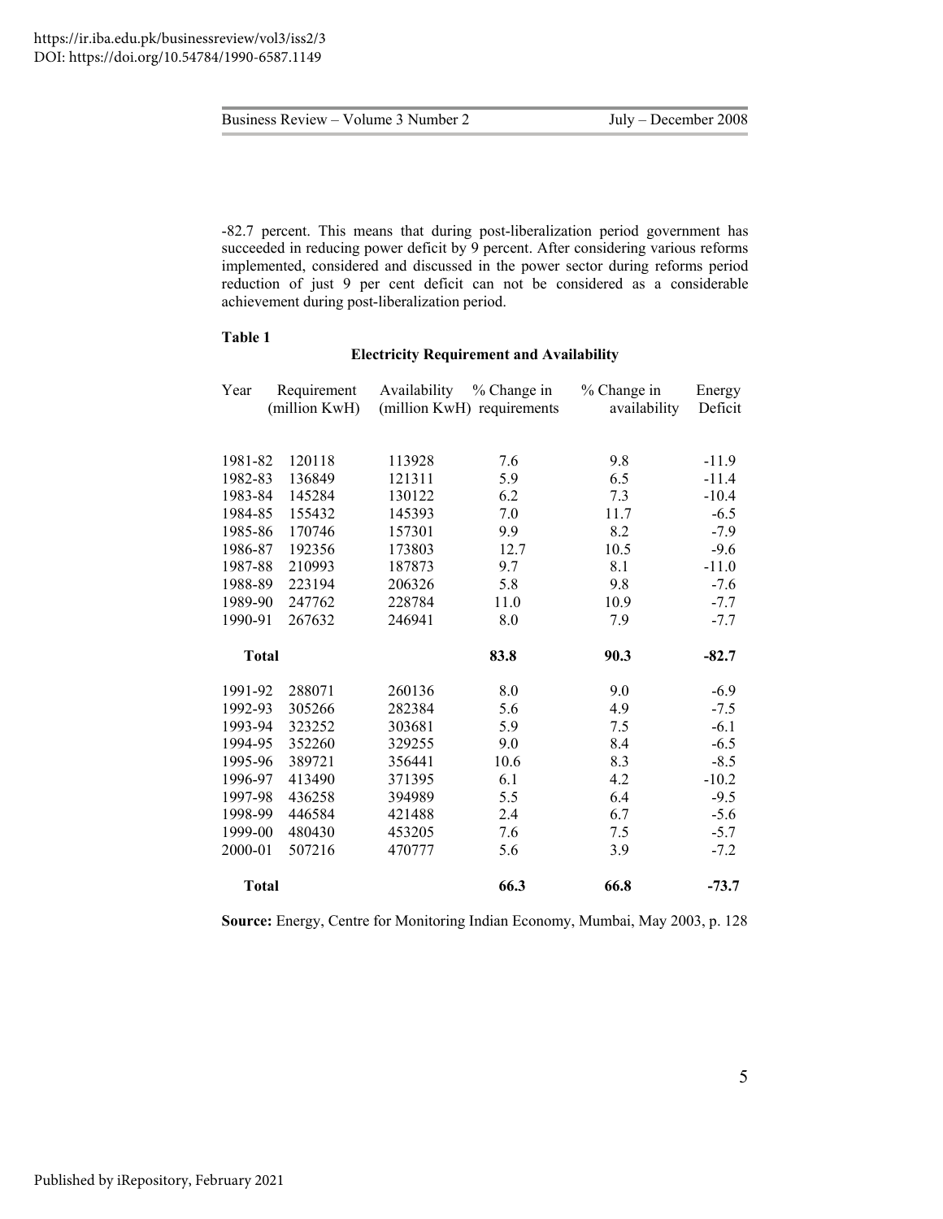-82.7 percent. This means that during post-liberalization period government has succeeded in reducing power deficit by 9 percent. After considering various reforms implemented, considered and discussed in the power sector during reforms period reduction of just 9 per cent deficit can not be considered as a considerable achievement during post-liberalization period.

**Table 1**

**Electricity Requirement and Availability**

| Year | Requirement (million KwH) | Availability (million KwH) | % Change in requirements | % Change in availability | Energy Deficit |
|---|---|---|---|---|---|
| 1981-82 | 120118 | 113928 | 7.6 | 9.8 | -11.9 |
| 1982-83 | 136849 | 121311 | 5.9 | 6.5 | -11.4 |
| 1983-84 | 145284 | 130122 | 6.2 | 7.3 | -10.4 |
| 1984-85 | 155432 | 145393 | 7.0 | 11.7 | -6.5 |
| 1985-86 | 170746 | 157301 | 9.9 | 8.2 | -7.9 |
| 1986-87 | 192356 | 173803 | 12.7 | 10.5 | -9.6 |
| 1987-88 | 210993 | 187873 | 9.7 | 8.1 | -11.0 |
| 1988-89 | 223194 | 206326 | 5.8 | 9.8 | -7.6 |
| 1989-90 | 247762 | 228784 | 11.0 | 10.9 | -7.7 |
| 1990-91 | 267632 | 246941 | 8.0 | 7.9 | -7.7 |
| **Total** | | | **83.8** | **90.3** | **-82.7** |
| 1991-92 | 288071 | 260136 | 8.0 | 9.0 | -6.9 |
| 1992-93 | 305266 | 282384 | 5.6 | 4.9 | -7.5 |
| 1993-94 | 323252 | 303681 | 5.9 | 7.5 | -6.1 |
| 1994-95 | 352260 | 329255 | 9.0 | 8.4 | -6.5 |
| 1995-96 | 389721 | 356441 | 10.6 | 8.3 | -8.5 |
| 1996-97 | 413490 | 371395 | 6.1 | 4.2 | -10.2 |
| 1997-98 | 436258 | 394989 | 5.5 | 6.4 | -9.5 |
| 1998-99 | 446584 | 421488 | 2.4 | 6.7 | -5.6 |
| 1999-00 | 480430 | 453205 | 7.6 | 7.5 | -5.7 |
| 2000-01 | 507216 | 470777 | 5.6 | 3.9 | -7.2 |
| **Total** | | | **66.3** | **66.8** | **-73.7** |

**Source:** Energy, Centre for Monitoring Indian Economy, Mumbai, May 2003, p. 128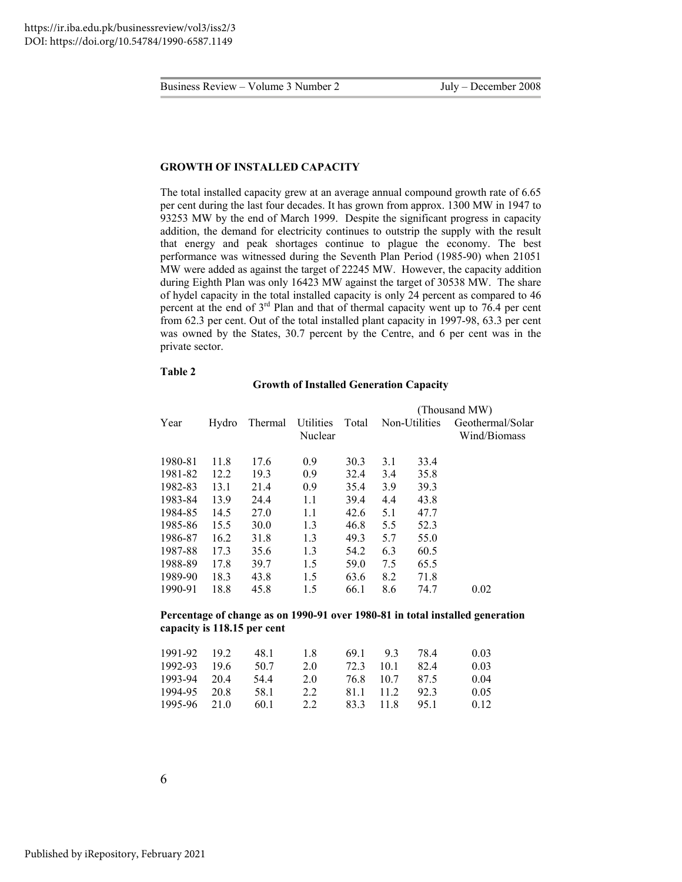## GROWTH OF INSTALLED CAPACITY

The total installed capacity grew at an average annual compound growth rate of 6.65 per cent during the last four decades. It has grown from approx. 1300 MW in 1947 to 93253 MW by the end of March 1999. Despite the significant progress in capacity addition, the demand for electricity continues to outstrip the supply with the result that energy and peak shortages continue to plague the economy. The best performance was witnessed during the Seventh Plan Period (1985-90) when 21051 MW were added as against the target of 22245 MW. However, the capacity addition during Eighth Plan was only 16423 MW against the target of 30538 MW. The share of hydel capacity in the total installed capacity is only 24 percent as compared to 46 percent at the end of 3rd Plan and that of thermal capacity went up to 76.4 per cent from 62.3 per cent. Out of the total installed plant capacity in 1997-98, 63.3 per cent was owned by the States, 30.7 percent by the Centre, and 6 per cent was in the private sector.

**Table 2**

**Growth of Installed Generation Capacity**

(Thousand MW)

| Year | Hydro | Thermal | Utilities Nuclear | Total | Non-Utilities | | Geothermal/Solar Wind/Biomass |
|---|---|---|---|---|---|---|---|
| 1980-81 | 11.8 | 17.6 | 0.9 | 30.3 | 3.1 | 33.4 | |
| 1981-82 | 12.2 | 19.3 | 0.9 | 32.4 | 3.4 | 35.8 | |
| 1982-83 | 13.1 | 21.4 | 0.9 | 35.4 | 3.9 | 39.3 | |
| 1983-84 | 13.9 | 24.4 | 1.1 | 39.4 | 4.4 | 43.8 | |
| 1984-85 | 14.5 | 27.0 | 1.1 | 42.6 | 5.1 | 47.7 | |
| 1985-86 | 15.5 | 30.0 | 1.3 | 46.8 | 5.5 | 52.3 | |
| 1986-87 | 16.2 | 31.8 | 1.3 | 49.3 | 5.7 | 55.0 | |
| 1987-88 | 17.3 | 35.6 | 1.3 | 54.2 | 6.3 | 60.5 | |
| 1988-89 | 17.8 | 39.7 | 1.5 | 59.0 | 7.5 | 65.5 | |
| 1989-90 | 18.3 | 43.8 | 1.5 | 63.6 | 8.2 | 71.8 | |
| 1990-91 | 18.8 | 45.8 | 1.5 | 66.1 | 8.6 | 74.7 | 0.02 |
| **Percentage of change as on 1990-91 over 1980-81 in total installed generation capacity is 118.15 per cent** | | | | | | | |
| 1991-92 | 19.2 | 48.1 | 1.8 | 69.1 | 9.3 | 78.4 | 0.03 |
| 1992-93 | 19.6 | 50.7 | 2.0 | 72.3 | 10.1 | 82.4 | 0.03 |
| 1993-94 | 20.4 | 54.4 | 2.0 | 76.8 | 10.7 | 87.5 | 0.04 |
| 1994-95 | 20.8 | 58.1 | 2.2 | 81.1 | 11.2 | 92.3 | 0.05 |
| 1995-96 | 21.0 | 60.1 | 2.2 | 83.3 | 11.8 | 95.1 | 0.12 |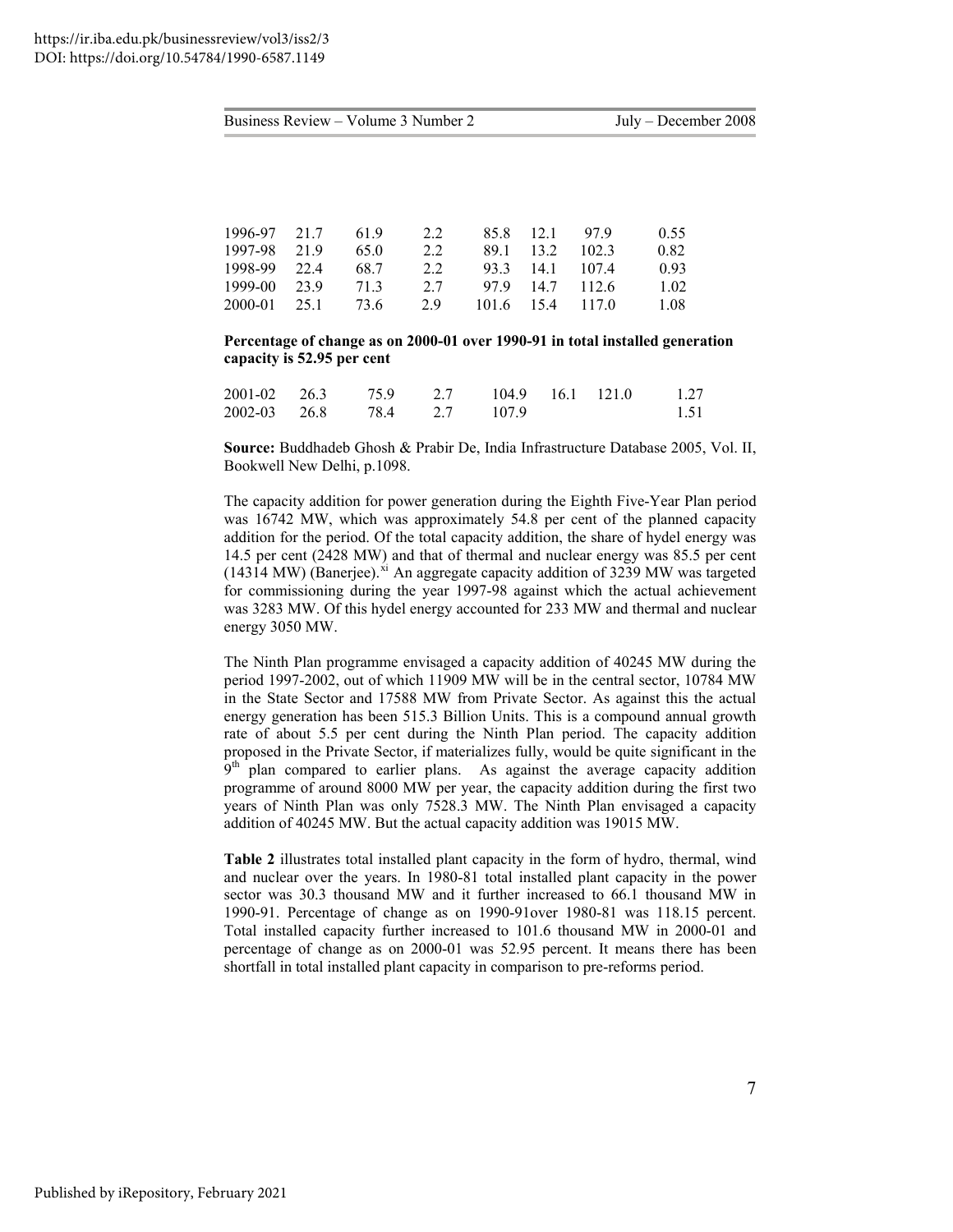| | | | | | | | |
|---|---|---|---|---|---|---|---|
| 1996-97 | 21.7 | 61.9 | 2.2 | 85.8 | 12.1 | 97.9 | 0.55 |
| 1997-98 | 21.9 | 65.0 | 2.2 | 89.1 | 13.2 | 102.3 | 0.82 |
| 1998-99 | 22.4 | 68.7 | 2.2 | 93.3 | 14.1 | 107.4 | 0.93 |
| 1999-00 | 23.9 | 71.3 | 2.7 | 97.9 | 14.7 | 112.6 | 1.02 |
| 2000-01 | 25.1 | 73.6 | 2.9 | 101.6 | 15.4 | 117.0 | 1.08 |
| **Percentage of change as on 2000-01 over 1990-91 in total installed generation capacity is 52.95 per cent** | | | | | | | |
| 2001-02 | 26.3 | 75.9 | 2.7 | 104.9 | 16.1 | 121.0 | 1.27 |
| 2002-03 | 26.8 | 78.4 | 2.7 | 107.9 | | | 1.51 |

**Source:** Buddhadeb Ghosh & Prabir De, India Infrastructure Database 2005, Vol. II, Bookwell New Delhi, p.1098.

The capacity addition for power generation during the Eighth Five-Year Plan period was 16742 MW, which was approximately 54.8 per cent of the planned capacity addition for the period. Of the total capacity addition, the share of hydel energy was 14.5 per cent (2428 MW) and that of thermal and nuclear energy was 85.5 per cent (14314 MW) (Banerjee).[xi] An aggregate capacity addition of 3239 MW was targeted for commissioning during the year 1997-98 against which the actual achievement was 3283 MW. Of this hydel energy accounted for 233 MW and thermal and nuclear energy 3050 MW.

The Ninth Plan programme envisaged a capacity addition of 40245 MW during the period 1997-2002, out of which 11909 MW will be in the central sector, 10784 MW in the State Sector and 17588 MW from Private Sector. As against this the actual energy generation has been 515.3 Billion Units. This is a compound annual growth rate of about 5.5 per cent during the Ninth Plan period. The capacity addition proposed in the Private Sector, if materializes fully, would be quite significant in the 9th plan compared to earlier plans. As against the average capacity addition programme of around 8000 MW per year, the capacity addition during the first two years of Ninth Plan was only 7528.3 MW. The Ninth Plan envisaged a capacity addition of 40245 MW. But the actual capacity addition was 19015 MW.

**Table 2** illustrates total installed plant capacity in the form of hydro, thermal, wind and nuclear over the years. In 1980-81 total installed plant capacity in the power sector was 30.3 thousand MW and it further increased to 66.1 thousand MW in 1990-91. Percentage of change as on 1990-91over 1980-81 was 118.15 percent. Total installed capacity further increased to 101.6 thousand MW in 2000-01 and percentage of change as on 2000-01 was 52.95 percent. It means there has been shortfall in total installed plant capacity in comparison to pre-reforms period.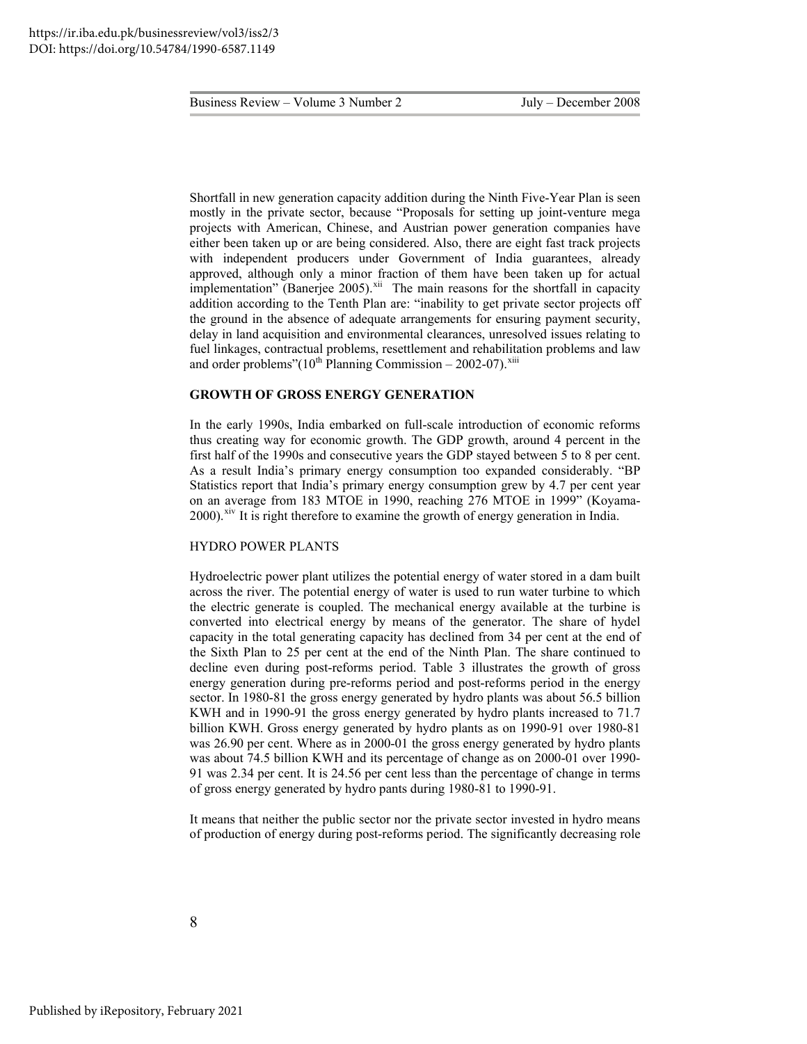Shortfall in new generation capacity addition during the Ninth Five-Year Plan is seen mostly in the private sector, because "Proposals for setting up joint-venture mega projects with American, Chinese, and Austrian power generation companies have either been taken up or are being considered. Also, there are eight fast track projects with independent producers under Government of India guarantees, already approved, although only a minor fraction of them have been taken up for actual implementation" (Banerjee 2005).[xii] The main reasons for the shortfall in capacity addition according to the Tenth Plan are: "inability to get private sector projects off the ground in the absence of adequate arrangements for ensuring payment security, delay in land acquisition and environmental clearances, unresolved issues relating to fuel linkages, contractual problems, resettlement and rehabilitation problems and law and order problems"($10^{th}$ Planning Commission – 2002-07).[xiii]

**GROWTH OF GROSS ENERGY GENERATION**

In the early 1990s, India embarked on full-scale introduction of economic reforms thus creating way for economic growth. The GDP growth, around 4 percent in the first half of the 1990s and consecutive years the GDP stayed between 5 to 8 per cent. As a result India's primary energy consumption too expanded considerably. "BP Statistics report that India's primary energy consumption grew by 4.7 per cent year on an average from 183 MTOE in 1990, reaching 276 MTOE in 1999" (Koyama-2000).[xiv] It is right therefore to examine the growth of energy generation in India.

HYDRO POWER PLANTS

Hydroelectric power plant utilizes the potential energy of water stored in a dam built across the river. The potential energy of water is used to run water turbine to which the electric generate is coupled. The mechanical energy available at the turbine is converted into electrical energy by means of the generator. The share of hydel capacity in the total generating capacity has declined from 34 per cent at the end of the Sixth Plan to 25 per cent at the end of the Ninth Plan. The share continued to decline even during post-reforms period. Table 3 illustrates the growth of gross energy generation during pre-reforms period and post-reforms period in the energy sector. In 1980-81 the gross energy generated by hydro plants was about 56.5 billion KWH and in 1990-91 the gross energy generated by hydro plants increased to 71.7 billion KWH. Gross energy generated by hydro plants as on 1990-91 over 1980-81 was 26.90 per cent. Where as in 2000-01 the gross energy generated by hydro plants was about 74.5 billion KWH and its percentage of change as on 2000-01 over 1990-91 was 2.34 per cent. It is 24.56 per cent less than the percentage of change in terms of gross energy generated by hydro pants during 1980-81 to 1990-91.

It means that neither the public sector nor the private sector invested in hydro means of production of energy during post-reforms period. The significantly decreasing role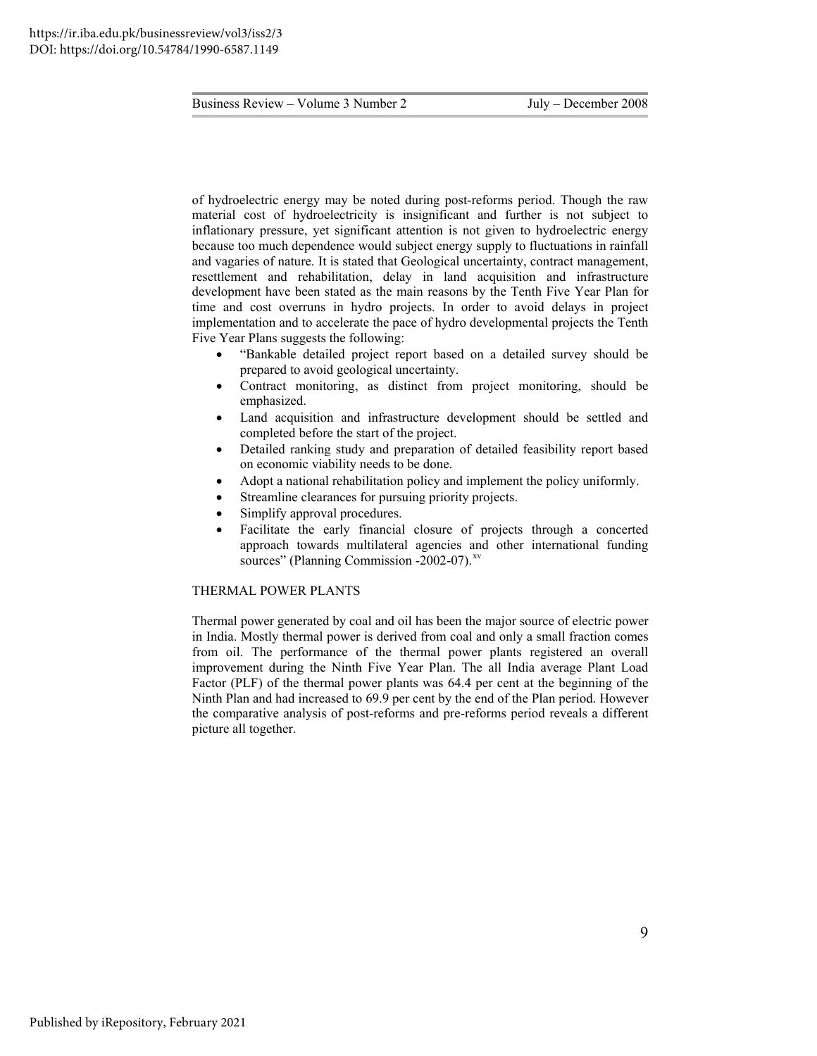of hydroelectric energy may be noted during post-reforms period. Though the raw material cost of hydroelectricity is insignificant and further is not subject to inflationary pressure, yet significant attention is not given to hydroelectric energy because too much dependence would subject energy supply to fluctuations in rainfall and vagaries of nature. It is stated that Geological uncertainty, contract management, resettlement and rehabilitation, delay in land acquisition and infrastructure development have been stated as the main reasons by the Tenth Five Year Plan for time and cost overruns in hydro projects. In order to avoid delays in project implementation and to accelerate the pace of hydro developmental projects the Tenth Five Year Plans suggests the following:

- "Bankable detailed project report based on a detailed survey should be prepared to avoid geological uncertainty.
- Contract monitoring, as distinct from project monitoring, should be emphasized.
- Land acquisition and infrastructure development should be settled and completed before the start of the project.
- Detailed ranking study and preparation of detailed feasibility report based on economic viability needs to be done.
- Adopt a national rehabilitation policy and implement the policy uniformly.
- Streamline clearances for pursuing priority projects.
- Simplify approval procedures.
- Facilitate the early financial closure of projects through a concerted approach towards multilateral agencies and other international funding sources" (Planning Commission -2002-07).[xv]

## THERMAL POWER PLANTS

Thermal power generated by coal and oil has been the major source of electric power in India. Mostly thermal power is derived from coal and only a small fraction comes from oil. The performance of the thermal power plants registered an overall improvement during the Ninth Five Year Plan. The all India average Plant Load Factor (PLF) of the thermal power plants was 64.4 per cent at the beginning of the Ninth Plan and had increased to 69.9 per cent by the end of the Plan period. However the comparative analysis of post-reforms and pre-reforms period reveals a different picture all together.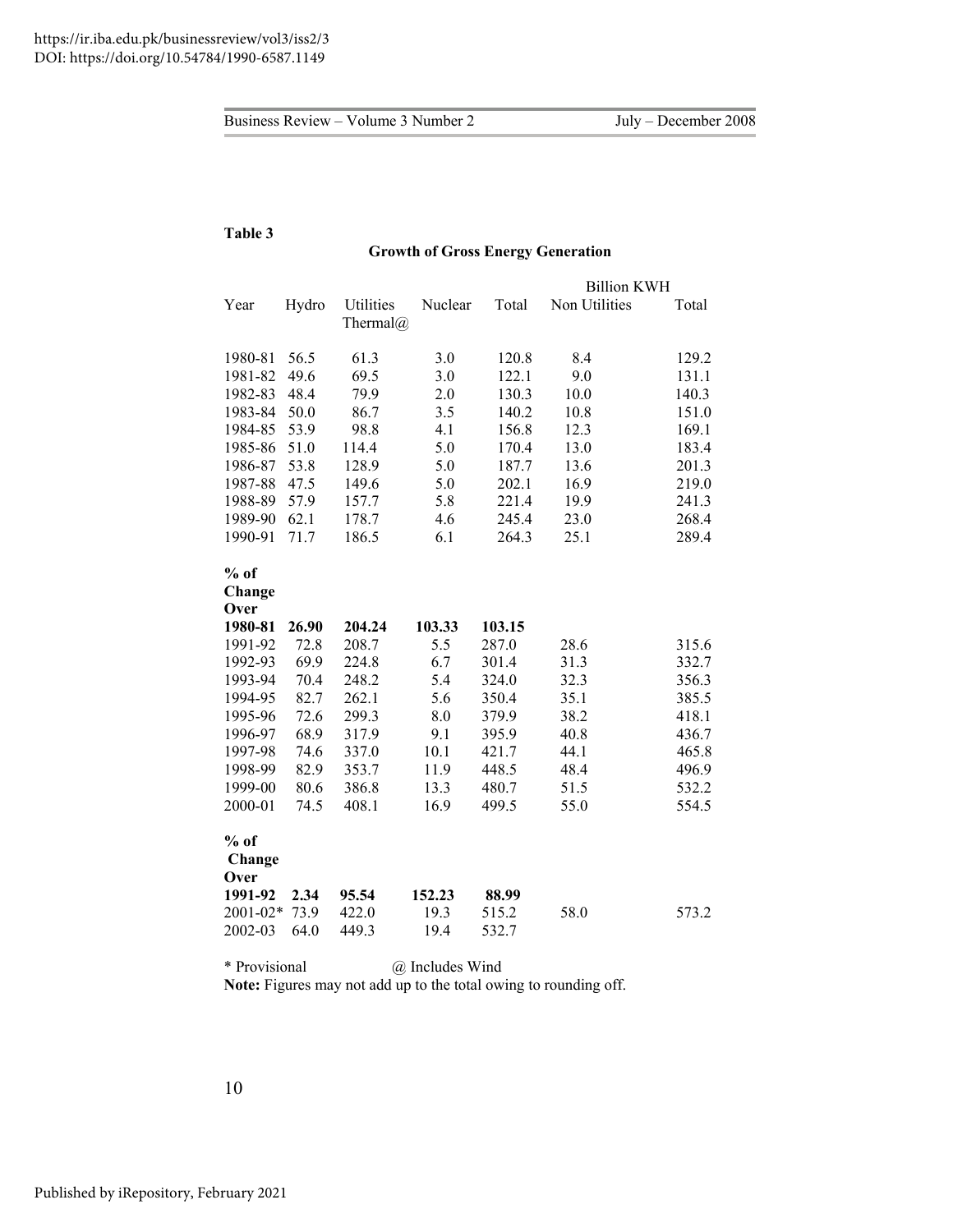**Table 3**

**Growth of Gross Energy Generation**

| Year | Hydro | Utilities Thermal@ | Nuclear | Total | Non Utilities | Total |
|---|---|---|---|---|---|---|
| | | | | | Billion KWH | |
| 1980-81 | 56.5 | 61.3 | 3.0 | 120.8 | 8.4 | 129.2 |
| 1981-82 | 49.6 | 69.5 | 3.0 | 122.1 | 9.0 | 131.1 |
| 1982-83 | 48.4 | 79.9 | 2.0 | 130.3 | 10.0 | 140.3 |
| 1983-84 | 50.0 | 86.7 | 3.5 | 140.2 | 10.8 | 151.0 |
| 1984-85 | 53.9 | 98.8 | 4.1 | 156.8 | 12.3 | 169.1 |
| 1985-86 | 51.0 | 114.4 | 5.0 | 170.4 | 13.0 | 183.4 |
| 1986-87 | 53.8 | 128.9 | 5.0 | 187.7 | 13.6 | 201.3 |
| 1987-88 | 47.5 | 149.6 | 5.0 | 202.1 | 16.9 | 219.0 |
| 1988-89 | 57.9 | 157.7 | 5.8 | 221.4 | 19.9 | 241.3 |
| 1989-90 | 62.1 | 178.7 | 4.6 | 245.4 | 23.0 | 268.4 |
| 1990-91 | 71.7 | 186.5 | 6.1 | 264.3 | 25.1 | 289.4 |
| **% of Change Over 1980-81** | **26.90** | **204.24** | **103.33** | **103.15** | | |
| 1991-92 | 72.8 | 208.7 | 5.5 | 287.0 | 28.6 | 315.6 |
| 1992-93 | 69.9 | 224.8 | 6.7 | 301.4 | 31.3 | 332.7 |
| 1993-94 | 70.4 | 248.2 | 5.4 | 324.0 | 32.3 | 356.3 |
| 1994-95 | 82.7 | 262.1 | 5.6 | 350.4 | 35.1 | 385.5 |
| 1995-96 | 72.6 | 299.3 | 8.0 | 379.9 | 38.2 | 418.1 |
| 1996-97 | 68.9 | 317.9 | 9.1 | 395.9 | 40.8 | 436.7 |
| 1997-98 | 74.6 | 337.0 | 10.1 | 421.7 | 44.1 | 465.8 |
| 1998-99 | 82.9 | 353.7 | 11.9 | 448.5 | 48.4 | 496.9 |
| 1999-00 | 80.6 | 386.8 | 13.3 | 480.7 | 51.5 | 532.2 |
| 2000-01 | 74.5 | 408.1 | 16.9 | 499.5 | 55.0 | 554.5 |
| **% of Change Over 1991-92** | **2.34** | **95.54** | **152.23** | **88.99** | | |
| 2001-02* | 73.9 | 422.0 | 19.3 | 515.2 | 58.0 | 573.2 |
| 2002-03 | 64.0 | 449.3 | 19.4 | 532.7 | | |

\* Provisional @ Includes Wind

**Note:** Figures may not add up to the total owing to rounding off.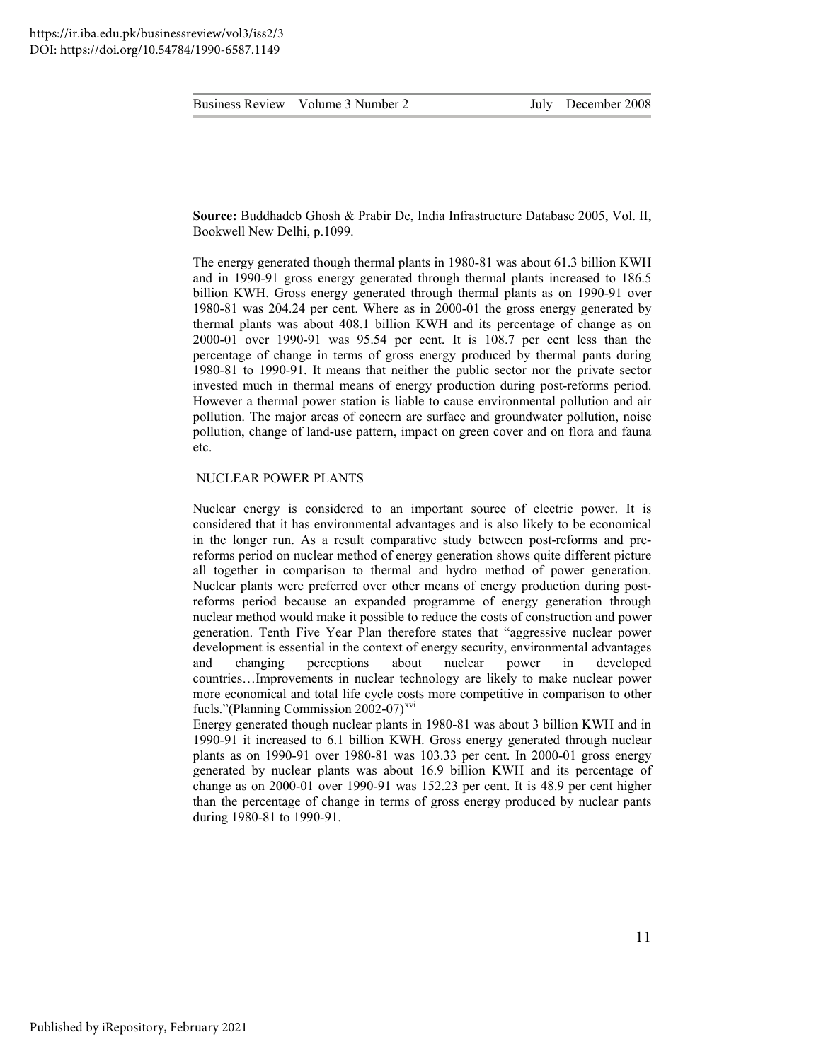**Source:** Buddhadeb Ghosh & Prabir De, India Infrastructure Database 2005, Vol. II, Bookwell New Delhi, p.1099.

The energy generated though thermal plants in 1980-81 was about 61.3 billion KWH and in 1990-91 gross energy generated through thermal plants increased to 186.5 billion KWH. Gross energy generated through thermal plants as on 1990-91 over 1980-81 was 204.24 per cent. Where as in 2000-01 the gross energy generated by thermal plants was about 408.1 billion KWH and its percentage of change as on 2000-01 over 1990-91 was 95.54 per cent. It is 108.7 per cent less than the percentage of change in terms of gross energy produced by thermal pants during 1980-81 to 1990-91. It means that neither the public sector nor the private sector invested much in thermal means of energy production during post-reforms period. However a thermal power station is liable to cause environmental pollution and air pollution. The major areas of concern are surface and groundwater pollution, noise pollution, change of land-use pattern, impact on green cover and on flora and fauna etc.

## NUCLEAR POWER PLANTS

Nuclear energy is considered to an important source of electric power. It is considered that it has environmental advantages and is also likely to be economical in the longer run. As a result comparative study between post-reforms and pre-reforms period on nuclear method of energy generation shows quite different picture all together in comparison to thermal and hydro method of power generation. Nuclear plants were preferred over other means of energy production during post-reforms period because an expanded programme of energy generation through nuclear method would make it possible to reduce the costs of construction and power generation. Tenth Five Year Plan therefore states that "aggressive nuclear power development is essential in the context of energy security, environmental advantages and changing perceptions about nuclear power in developed countries…Improvements in nuclear technology are likely to make nuclear power more economical and total life cycle costs more competitive in comparison to other fuels."(Planning Commission 2002-07)[xvi]

Energy generated though nuclear plants in 1980-81 was about 3 billion KWH and in 1990-91 it increased to 6.1 billion KWH. Gross energy generated through nuclear plants as on 1990-91 over 1980-81 was 103.33 per cent. In 2000-01 gross energy generated by nuclear plants was about 16.9 billion KWH and its percentage of change as on 2000-01 over 1990-91 was 152.23 per cent. It is 48.9 per cent higher than the percentage of change in terms of gross energy produced by nuclear pants during 1980-81 to 1990-91.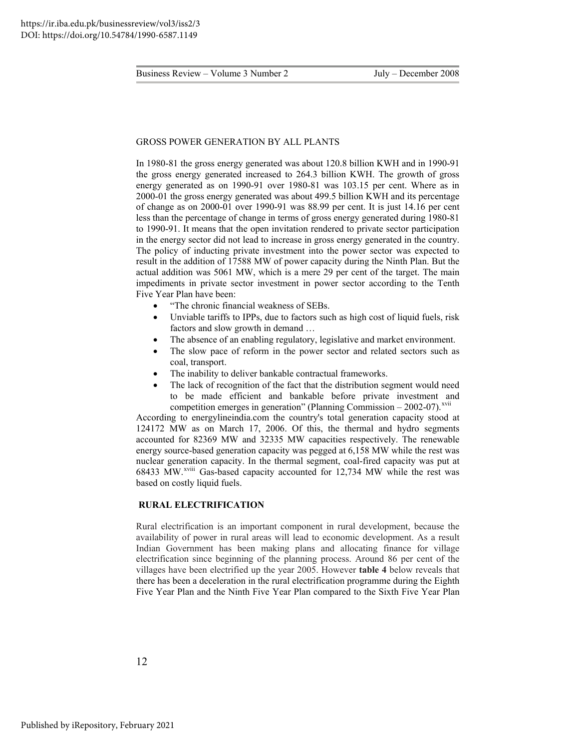## GROSS POWER GENERATION BY ALL PLANTS

In 1980-81 the gross energy generated was about 120.8 billion KWH and in 1990-91 the gross energy generated increased to 264.3 billion KWH. The growth of gross energy generated as on 1990-91 over 1980-81 was 103.15 per cent. Where as in 2000-01 the gross energy generated was about 499.5 billion KWH and its percentage of change as on 2000-01 over 1990-91 was 88.99 per cent. It is just 14.16 per cent less than the percentage of change in terms of gross energy generated during 1980-81 to 1990-91. It means that the open invitation rendered to private sector participation in the energy sector did not lead to increase in gross energy generated in the country. The policy of inducting private investment into the power sector was expected to result in the addition of 17588 MW of power capacity during the Ninth Plan. But the actual addition was 5061 MW, which is a mere 29 per cent of the target. The main impediments in private sector investment in power sector according to the Tenth Five Year Plan have been:

- "The chronic financial weakness of SEBs.
- Unviable tariffs to IPPs, due to factors such as high cost of liquid fuels, risk factors and slow growth in demand …
- The absence of an enabling regulatory, legislative and market environment.
- The slow pace of reform in the power sector and related sectors such as coal, transport.
- The inability to deliver bankable contractual frameworks.
- The lack of recognition of the fact that the distribution segment would need to be made efficient and bankable before private investment and competition emerges in generation" (Planning Commission – 2002-07).[xvii]

According to energylineindia.com the country's total generation capacity stood at 124172 MW as on March 17, 2006. Of this, the thermal and hydro segments accounted for 82369 MW and 32335 MW capacities respectively. The renewable energy source-based generation capacity was pegged at 6,158 MW while the rest was nuclear generation capacity. In the thermal segment, coal-fired capacity was put at 68433 MW.[xviii] Gas-based capacity accounted for 12,734 MW while the rest was based on costly liquid fuels.

## RURAL ELECTRIFICATION

Rural electrification is an important component in rural development, because the availability of power in rural areas will lead to economic development. As a result Indian Government has been making plans and allocating finance for village electrification since beginning of the planning process. Around 86 per cent of the villages have been electrified up the year 2005. However **table 4** below reveals that there has been a deceleration in the rural electrification programme during the Eighth Five Year Plan and the Ninth Five Year Plan compared to the Sixth Five Year Plan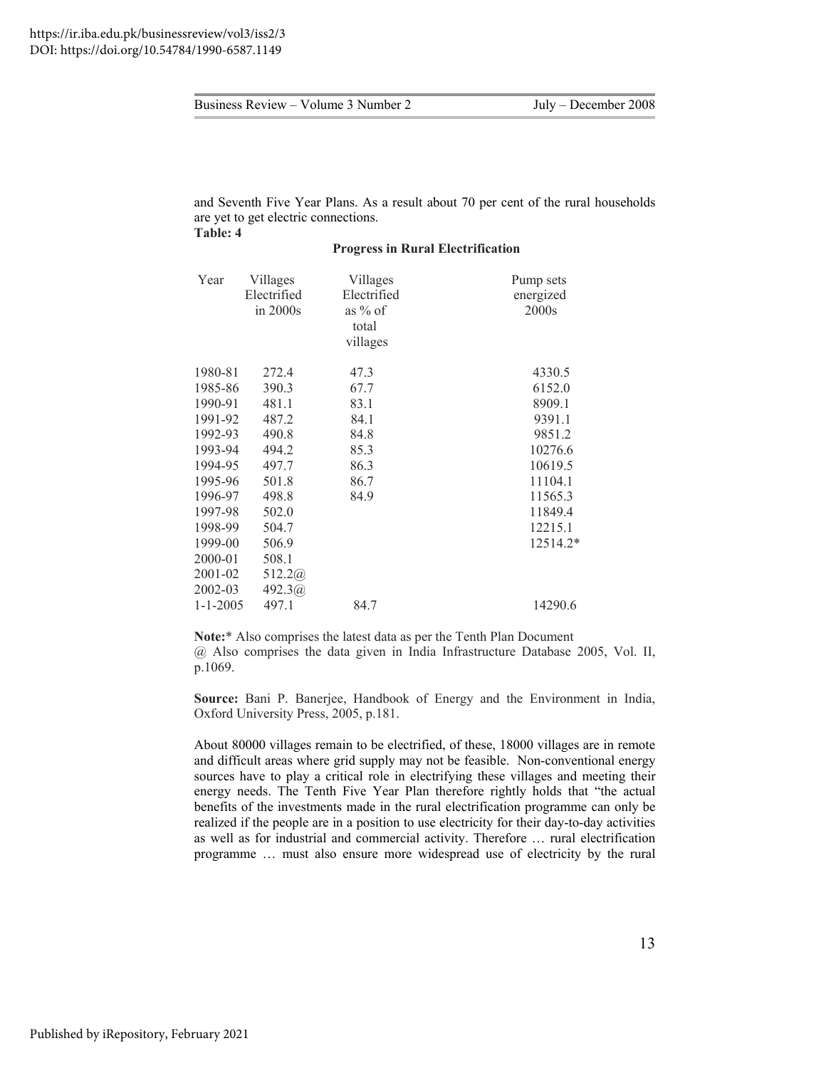and Seventh Five Year Plans. As a result about 70 per cent of the rural households are yet to get electric connections.

**Table: 4**

**Progress in Rural Electrification**

| Year | Villages Electrified in 2000s | Villages Electrified as % of total villages | Pump sets energized 2000s |
|---|---|---|---|
| 1980-81 | 272.4 | 47.3 | 4330.5 |
| 1985-86 | 390.3 | 67.7 | 6152.0 |
| 1990-91 | 481.1 | 83.1 | 8909.1 |
| 1991-92 | 487.2 | 84.1 | 9391.1 |
| 1992-93 | 490.8 | 84.8 | 9851.2 |
| 1993-94 | 494.2 | 85.3 | 10276.6 |
| 1994-95 | 497.7 | 86.3 | 10619.5 |
| 1995-96 | 501.8 | 86.7 | 11104.1 |
| 1996-97 | 498.8 | 84.9 | 11565.3 |
| 1997-98 | 502.0 | | 11849.4 |
| 1998-99 | 504.7 | | 12215.1 |
| 1999-00 | 506.9 | | 12514.2* |
| 2000-01 | 508.1 | | |
| 2001-02 | 512.2@ | | |
| 2002-03 | 492.3@ | | |
| 1-1-2005 | 497.1 | 84.7 | 14290.6 |

**Note:*** Also comprises the latest data as per the Tenth Plan Document
@ Also comprises the data given in India Infrastructure Database 2005, Vol. II, p.1069.

**Source:** Bani P. Banerjee, Handbook of Energy and the Environment in India, Oxford University Press, 2005, p.181.

About 80000 villages remain to be electrified, of these, 18000 villages are in remote and difficult areas where grid supply may not be feasible. Non-conventional energy sources have to play a critical role in electrifying these villages and meeting their energy needs. The Tenth Five Year Plan therefore rightly holds that "the actual benefits of the investments made in the rural electrification programme can only be realized if the people are in a position to use electricity for their day-to-day activities as well as for industrial and commercial activity. Therefore … rural electrification programme … must also ensure more widespread use of electricity by the rural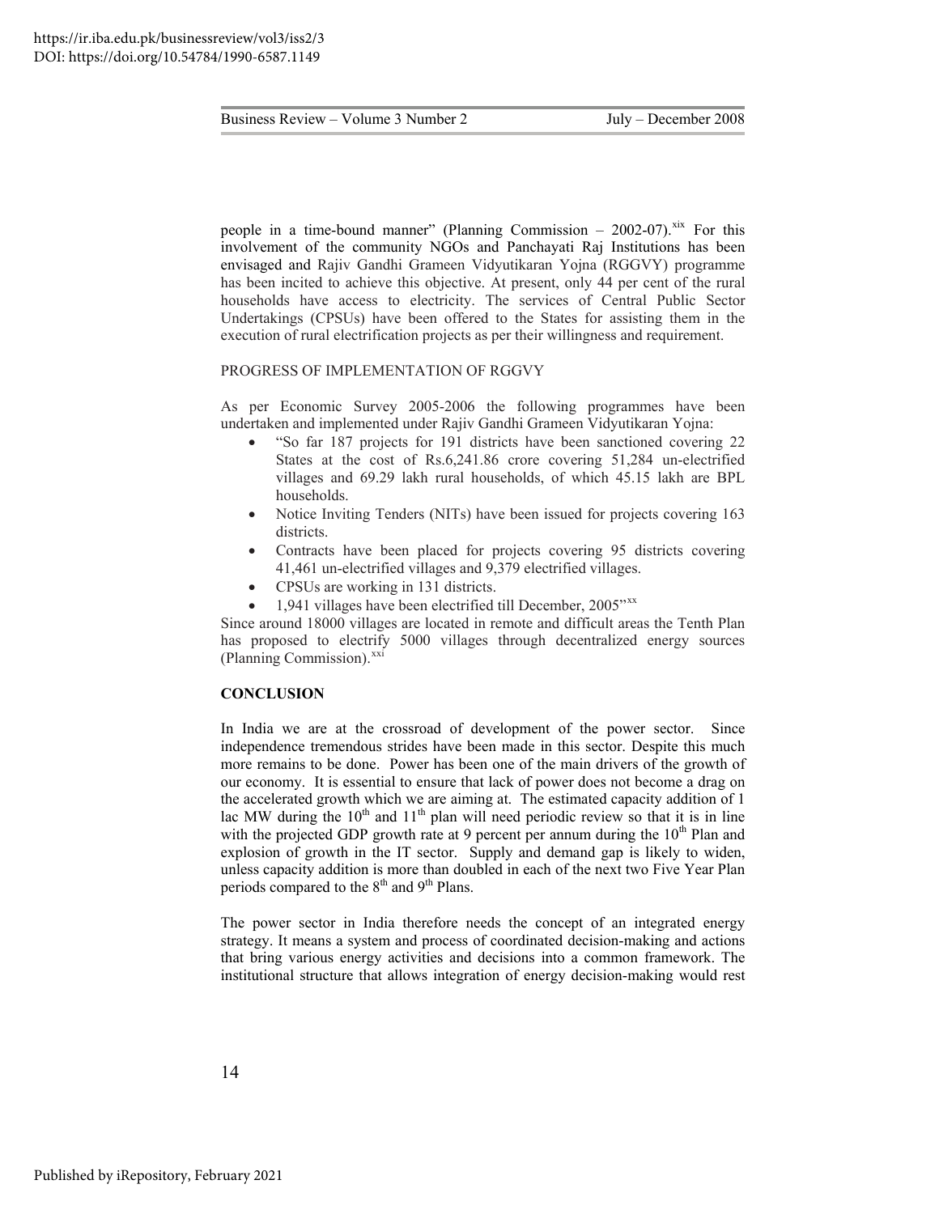people in a time-bound manner" (Planning Commission – 2002-07).[xix] For this involvement of the community NGOs and Panchayati Raj Institutions has been envisaged and Rajiv Gandhi Grameen Vidyutikaran Yojna (RGGVY) programme has been incited to achieve this objective. At present, only 44 per cent of the rural households have access to electricity. The services of Central Public Sector Undertakings (CPSUs) have been offered to the States for assisting them in the execution of rural electrification projects as per their willingness and requirement.

PROGRESS OF IMPLEMENTATION OF RGGVY

As per Economic Survey 2005-2006 the following programmes have been undertaken and implemented under Rajiv Gandhi Grameen Vidyutikaran Yojna:

- "So far 187 projects for 191 districts have been sanctioned covering 22 States at the cost of Rs.6,241.86 crore covering 51,284 un-electrified villages and 69.29 lakh rural households, of which 45.15 lakh are BPL households.
- Notice Inviting Tenders (NITs) have been issued for projects covering 163 districts.
- Contracts have been placed for projects covering 95 districts covering 41,461 un-electrified villages and 9,379 electrified villages.
- CPSUs are working in 131 districts.
- 1,941 villages have been electrified till December, 2005"[xx]

Since around 18000 villages are located in remote and difficult areas the Tenth Plan has proposed to electrify 5000 villages through decentralized energy sources (Planning Commission).[xxi]

**CONCLUSION**

In India we are at the crossroad of development of the power sector. Since independence tremendous strides have been made in this sector. Despite this much more remains to be done. Power has been one of the main drivers of the growth of our economy. It is essential to ensure that lack of power does not become a drag on the accelerated growth which we are aiming at. The estimated capacity addition of 1 lac MW during the 10th and 11th plan will need periodic review so that it is in line with the projected GDP growth rate at 9 percent per annum during the 10th Plan and explosion of growth in the IT sector. Supply and demand gap is likely to widen, unless capacity addition is more than doubled in each of the next two Five Year Plan periods compared to the 8th and 9th Plans.

The power sector in India therefore needs the concept of an integrated energy strategy. It means a system and process of coordinated decision-making and actions that bring various energy activities and decisions into a common framework. The institutional structure that allows integration of energy decision-making would rest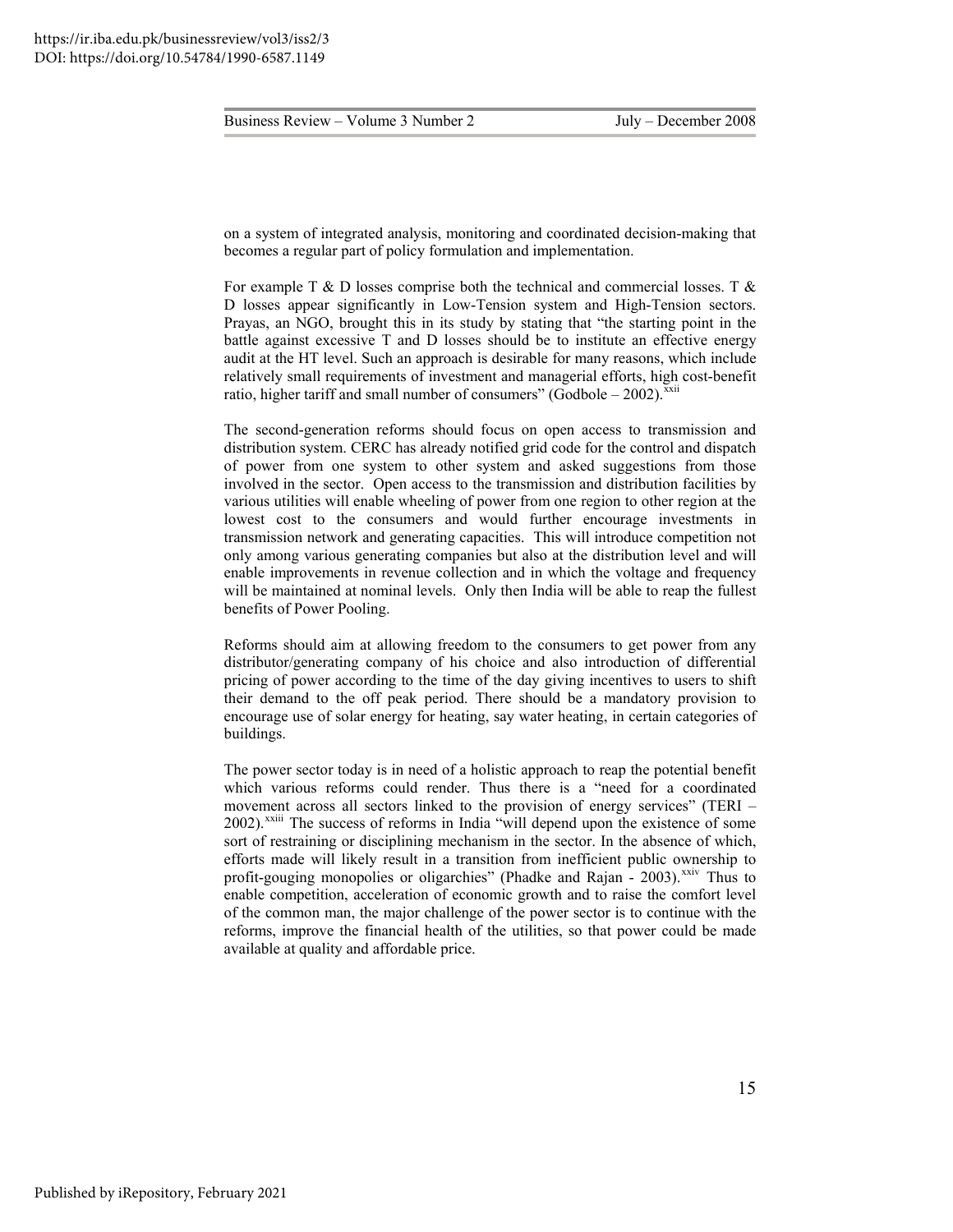on a system of integrated analysis, monitoring and coordinated decision-making that becomes a regular part of policy formulation and implementation.

For example T & D losses comprise both the technical and commercial losses. T & D losses appear significantly in Low-Tension system and High-Tension sectors. Prayas, an NGO, brought this in its study by stating that "the starting point in the battle against excessive T and D losses should be to institute an effective energy audit at the HT level. Such an approach is desirable for many reasons, which include relatively small requirements of investment and managerial efforts, high cost-benefit ratio, higher tariff and small number of consumers" (Godbole – 2002).[xxii]

The second-generation reforms should focus on open access to transmission and distribution system. CERC has already notified grid code for the control and dispatch of power from one system to other system and asked suggestions from those involved in the sector. Open access to the transmission and distribution facilities by various utilities will enable wheeling of power from one region to other region at the lowest cost to the consumers and would further encourage investments in transmission network and generating capacities. This will introduce competition not only among various generating companies but also at the distribution level and will enable improvements in revenue collection and in which the voltage and frequency will be maintained at nominal levels. Only then India will be able to reap the fullest benefits of Power Pooling.

Reforms should aim at allowing freedom to the consumers to get power from any distributor/generating company of his choice and also introduction of differential pricing of power according to the time of the day giving incentives to users to shift their demand to the off peak period. There should be a mandatory provision to encourage use of solar energy for heating, say water heating, in certain categories of buildings.

The power sector today is in need of a holistic approach to reap the potential benefit which various reforms could render. Thus there is a "need for a coordinated movement across all sectors linked to the provision of energy services" (TERI – 2002).[xxiii] The success of reforms in India "will depend upon the existence of some sort of restraining or disciplining mechanism in the sector. In the absence of which, efforts made will likely result in a transition from inefficient public ownership to profit-gouging monopolies or oligarchies" (Phadke and Rajan - 2003).[xxiv] Thus to enable competition, acceleration of economic growth and to raise the comfort level of the common man, the major challenge of the power sector is to continue with the reforms, improve the financial health of the utilities, so that power could be made available at quality and affordable price.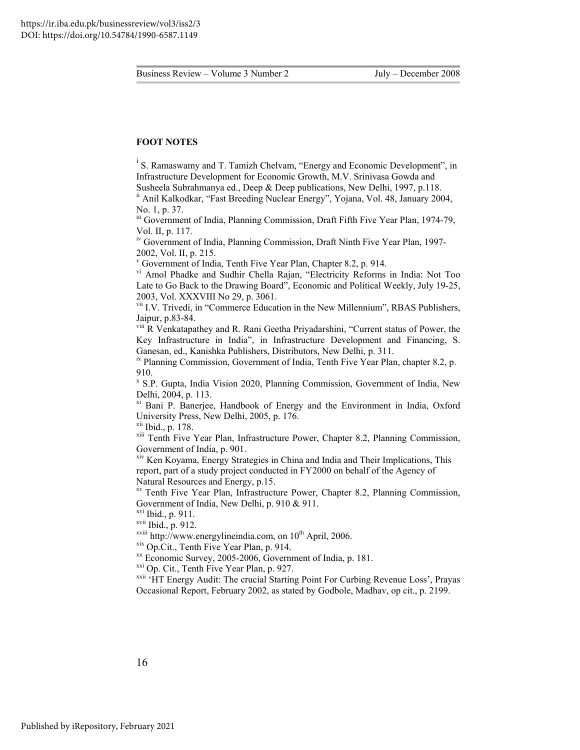## FOOT NOTES

[i] S. Ramaswamy and T. Tamizh Chelvam, "Energy and Economic Development", in Infrastructure Development for Economic Growth, M.V. Srinivasa Gowda and Susheela Subrahmanya ed., Deep & Deep publications, New Delhi, 1997, p.118.

[ii] Anil Kalkodkar, "Fast Breeding Nuclear Energy", Yojana, Vol. 48, January 2004, No. 1, p. 37.

[iii] Government of India, Planning Commission, Draft Fifth Five Year Plan, 1974-79, Vol. II, p. 117.

[iv] Government of India, Planning Commission, Draft Ninth Five Year Plan, 1997-2002, Vol. II, p. 215.

[v] Government of India, Tenth Five Year Plan, Chapter 8.2, p. 914.

[vi] Amol Phadke and Sudhir Chella Rajan, "Electricity Reforms in India: Not Too Late to Go Back to the Drawing Board", Economic and Political Weekly, July 19-25, 2003, Vol. XXXVIII No 29, p. 3061.

[vii] I.V. Trivedi, in "Commerce Education in the New Millennium", RBAS Publishers, Jaipur, p.83-84.

[viii] R Venkatapathey and R. Rani Geetha Priyadarshini, "Current status of Power, the Key Infrastructure in India", in Infrastructure Development and Financing, S. Ganesan, ed., Kanishka Publishers, Distributors, New Delhi, p. 311.

[ix] Planning Commission, Government of India, Tenth Five Year Plan, chapter 8.2, p. 910.

[x] S.P. Gupta, India Vision 2020, Planning Commission, Government of India, New Delhi, 2004, p. 113.

[xi] Bani P. Banerjee, Handbook of Energy and the Environment in India, Oxford University Press, New Delhi, 2005, p. 176.

[xii] Ibid., p. 178.

[xiii] Tenth Five Year Plan, Infrastructure Power, Chapter 8.2, Planning Commission, Government of India, p. 901.

[xiv] Ken Koyama, Energy Strategies in China and India and Their Implications, This report, part of a study project conducted in FY2000 on behalf of the Agency of Natural Resources and Energy, p.15.

[xv] Tenth Five Year Plan, Infrastructure Power, Chapter 8.2, Planning Commission, Government of India, New Delhi, p. 910 & 911.

[xvi] Ibid., p. 911.

[xvii] Ibid., p. 912.

[xviii] http://www.energylineindia.com, on 10th April, 2006.

[xix] Op.Cit., Tenth Five Year Plan, p. 914.

[xx] Economic Survey, 2005-2006, Government of India, p. 181.

[xxi] Op. Cit., Tenth Five Year Plan, p. 927.

[xxii] 'HT Energy Audit: The crucial Starting Point For Curbing Revenue Loss', Prayas Occasional Report, February 2002, as stated by Godbole, Madhav, op cit., p. 2199.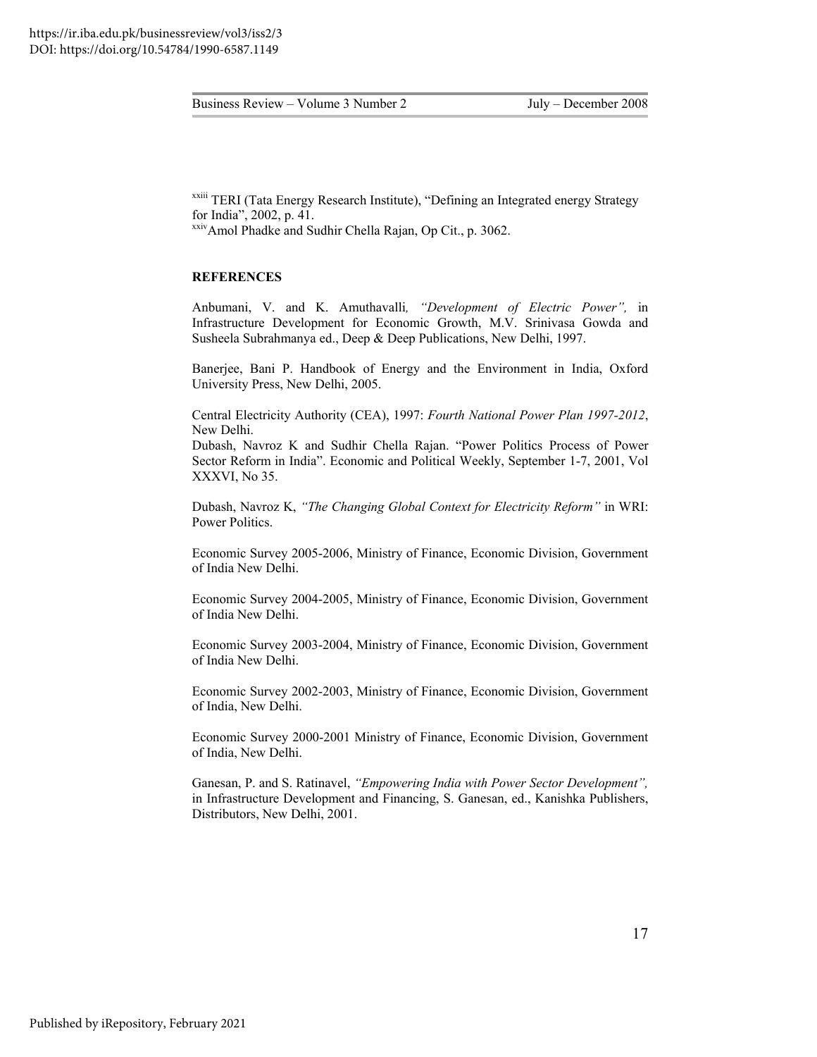[xxiii] TERI (Tata Energy Research Institute), "Defining an Integrated energy Strategy for India", 2002, p. 41.
[xxiv] Amol Phadke and Sudhir Chella Rajan, Op Cit., p. 3062.

**REFERENCES**

Anbumani, V. and K. Amuthavalli*, "Development of Electric Power",* in Infrastructure Development for Economic Growth, M.V. Srinivasa Gowda and Susheela Subrahmanya ed., Deep & Deep Publications, New Delhi, 1997.

Banerjee, Bani P. Handbook of Energy and the Environment in India, Oxford University Press, New Delhi, 2005.

Central Electricity Authority (CEA), 1997: *Fourth National Power Plan 1997-2012*, New Delhi.

Dubash, Navroz K and Sudhir Chella Rajan. "Power Politics Process of Power Sector Reform in India". Economic and Political Weekly, September 1-7, 2001, Vol XXXVI, No 35.

Dubash, Navroz K, *"The Changing Global Context for Electricity Reform"* in WRI: Power Politics.

Economic Survey 2005-2006, Ministry of Finance, Economic Division, Government of India New Delhi.

Economic Survey 2004-2005, Ministry of Finance, Economic Division, Government of India New Delhi.

Economic Survey 2003-2004, Ministry of Finance, Economic Division, Government of India New Delhi.

Economic Survey 2002-2003, Ministry of Finance, Economic Division, Government of India, New Delhi.

Economic Survey 2000-2001 Ministry of Finance, Economic Division, Government of India, New Delhi.

Ganesan, P. and S. Ratinavel, *"Empowering India with Power Sector Development",* in Infrastructure Development and Financing, S. Ganesan, ed., Kanishka Publishers, Distributors, New Delhi, 2001.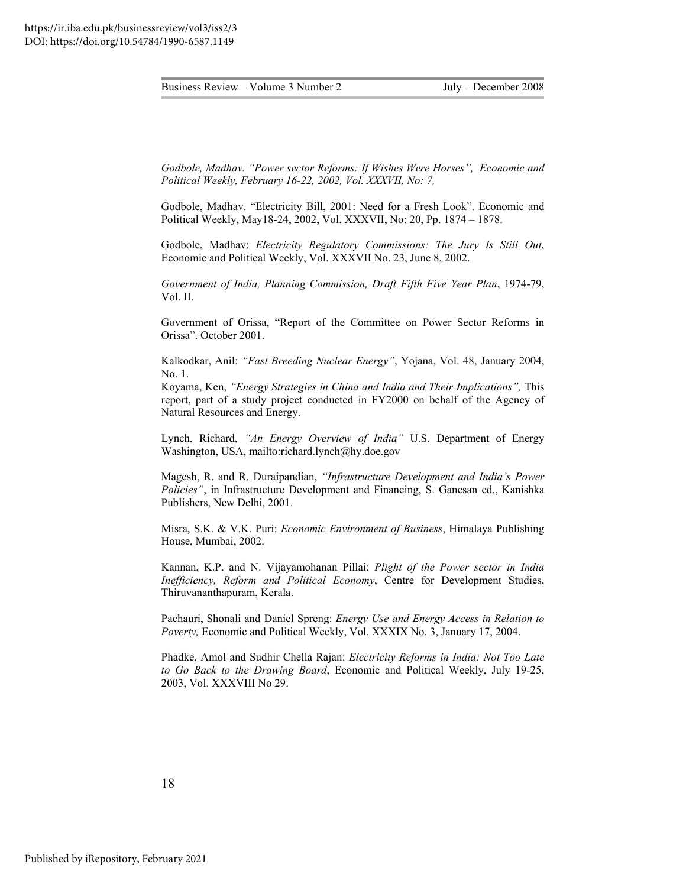*Godbole, Madhav. "Power sector Reforms: If Wishes Were Horses", Economic and Political Weekly, February 16-22, 2002, Vol. XXXVII, No: 7,*

Godbole, Madhav. "Electricity Bill, 2001: Need for a Fresh Look". Economic and Political Weekly, May18-24, 2002, Vol. XXXVII, No: 20, Pp. 1874 – 1878.

Godbole, Madhav: *Electricity Regulatory Commissions: The Jury Is Still Out*, Economic and Political Weekly, Vol. XXXVII No. 23, June 8, 2002.

*Government of India, Planning Commission, Draft Fifth Five Year Plan*, 1974-79, Vol. II.

Government of Orissa, "Report of the Committee on Power Sector Reforms in Orissa". October 2001.

Kalkodkar, Anil: *"Fast Breeding Nuclear Energy"*, Yojana, Vol. 48, January 2004, No. 1.

Koyama, Ken, *"Energy Strategies in China and India and Their Implications",* This report, part of a study project conducted in FY2000 on behalf of the Agency of Natural Resources and Energy.

Lynch, Richard, *"An Energy Overview of India"* U.S. Department of Energy Washington, USA, mailto:richard.lynch@hy.doe.gov

Magesh, R. and R. Duraipandian, *"Infrastructure Development and India's Power Policies"*, in Infrastructure Development and Financing, S. Ganesan ed., Kanishka Publishers, New Delhi, 2001.

Misra, S.K. & V.K. Puri: *Economic Environment of Business*, Himalaya Publishing House, Mumbai, 2002.

Kannan, K.P. and N. Vijayamohanan Pillai: *Plight of the Power sector in India Inefficiency, Reform and Political Economy*, Centre for Development Studies, Thiruvananthapuram, Kerala.

Pachauri, Shonali and Daniel Spreng: *Energy Use and Energy Access in Relation to Poverty,* Economic and Political Weekly, Vol. XXXIX No. 3, January 17, 2004.

Phadke, Amol and Sudhir Chella Rajan: *Electricity Reforms in India: Not Too Late to Go Back to the Drawing Board*, Economic and Political Weekly, July 19-25, 2003, Vol. XXXVIII No 29.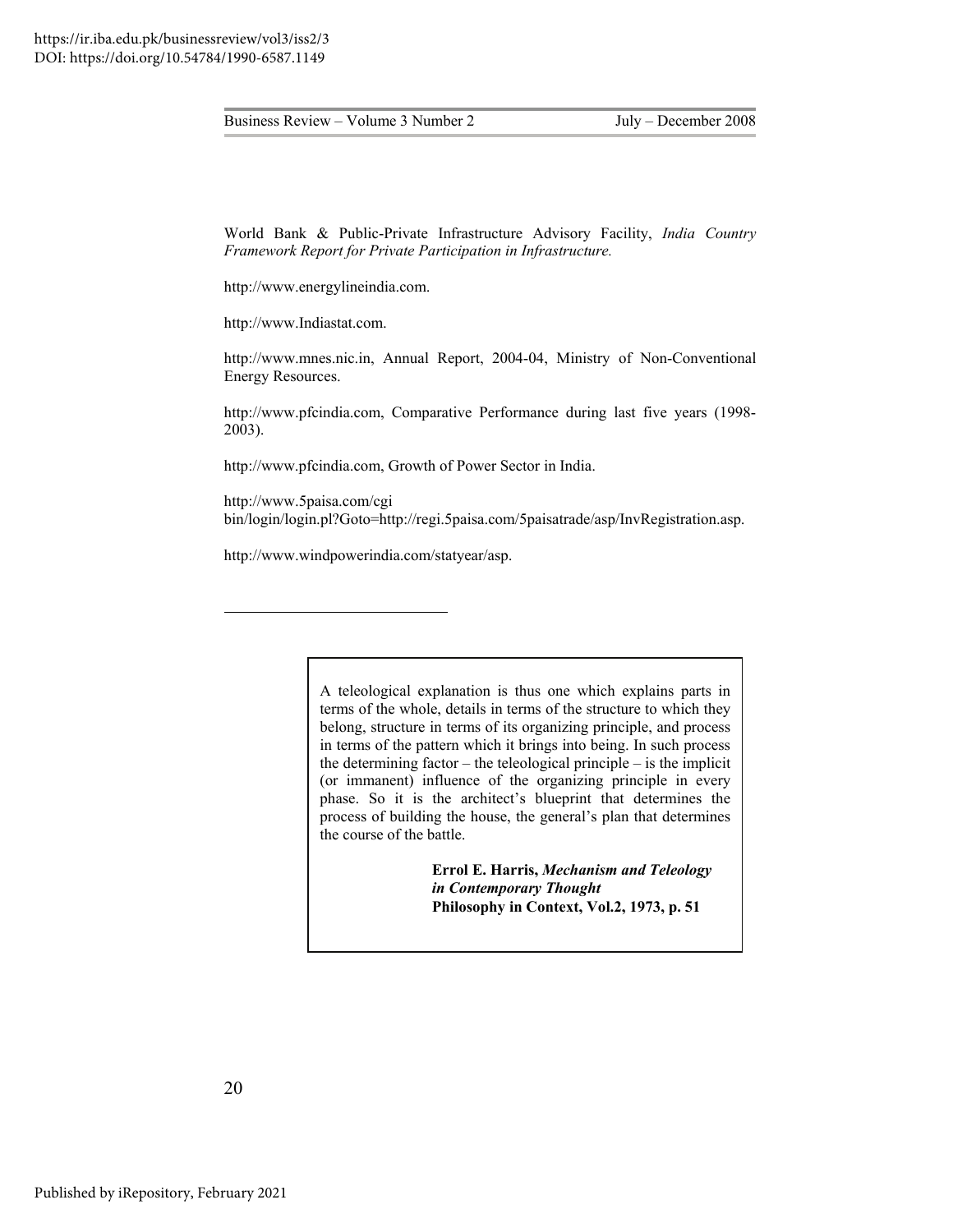World Bank & Public-Private Infrastructure Advisory Facility, *India Country Framework Report for Private Participation in Infrastructure.*

http://www.energylineindia.com.

http://www.Indiastat.com.

http://www.mnes.nic.in, Annual Report, 2004-04, Ministry of Non-Conventional Energy Resources.

http://www.pfcindia.com, Comparative Performance during last five years (1998-2003).

http://www.pfcindia.com, Growth of Power Sector in India.

http://www.5paisa.com/cgi bin/login/login.pl?Goto=http://regi.5paisa.com/5paisatrade/asp/InvRegistration.asp.

http://www.windpowerindia.com/statyear/asp.

---

> A teleological explanation is thus one which explains parts in terms of the whole, details in terms of the structure to which they belong, structure in terms of its organizing principle, and process in terms of the pattern which it brings into being. In such process the determining factor – the teleological principle – is the implicit (or immanent) influence of the organizing principle in every phase. So it is the architect's blueprint that determines the process of building the house, the general's plan that determines the course of the battle.
>
> **Errol E. Harris, *Mechanism and Teleology in Contemporary Thought***
> **Philosophy in Context, Vol.2, 1973, p. 51**